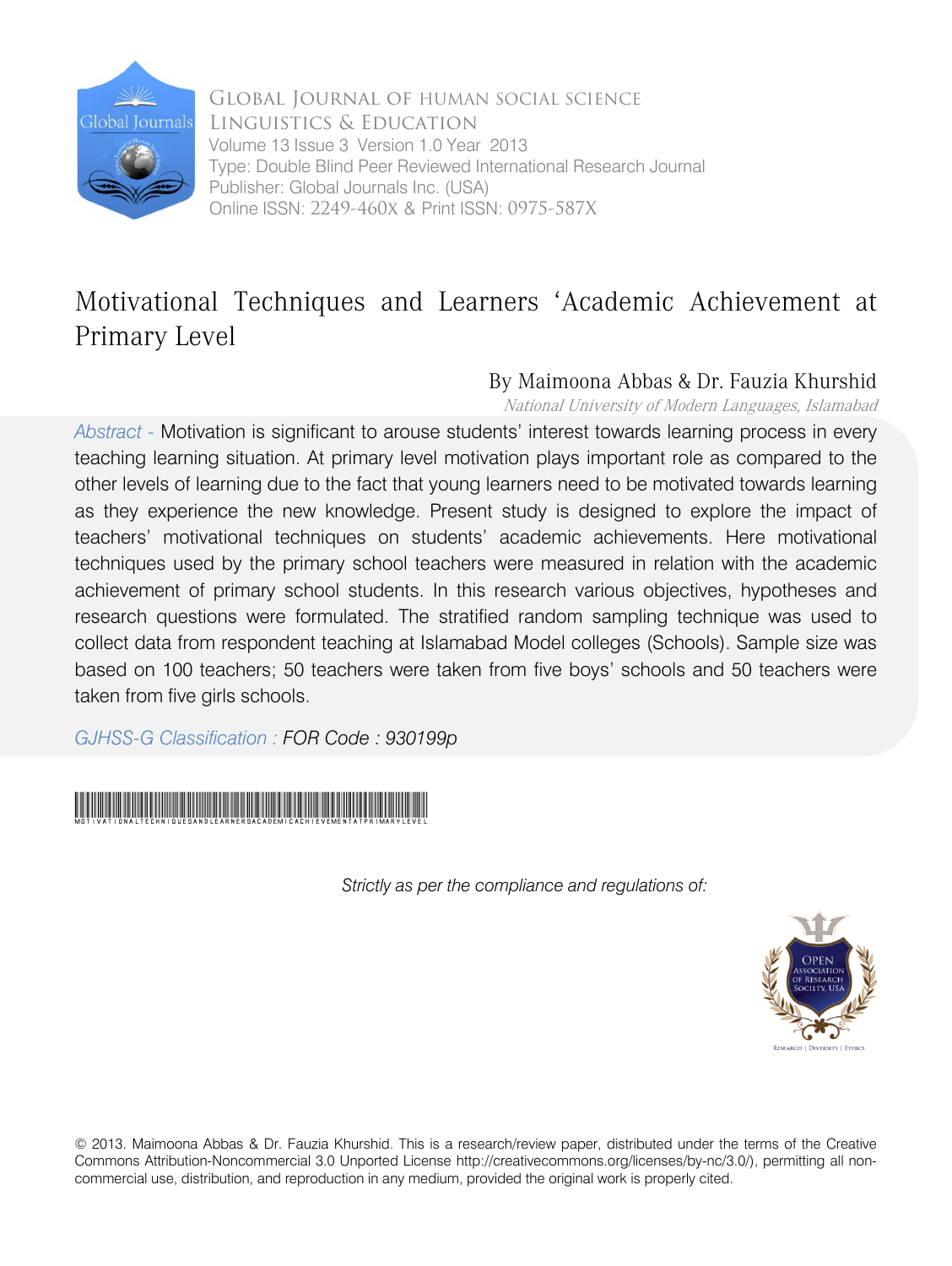Global Journal of Human Social Science
Linguistics & Education
Volume 13 Issue 3 Version 1.0 Year 2013
Type: Double Blind Peer Reviewed International Research Journal
Publisher: Global Journals Inc. (USA)
Online ISSN: 2249-460X & Print ISSN: 0975-587X

# Motivational Techniques and Learners 'Academic Achievement at Primary Level

By Maimoona Abbas & Dr. Fauzia Khurshid

*National University of Modern Languages, Islamabad*

*Abstract -* Motivation is significant to arouse students' interest towards learning process in every teaching learning situation. At primary level motivation plays important role as compared to the other levels of learning due to the fact that young learners need to be motivated towards learning as they experience the new knowledge. Present study is designed to explore the impact of teachers' motivational techniques on students' academic achievements. Here motivational techniques used by the primary school teachers were measured in relation with the academic achievement of primary school students. In this research various objectives, hypotheses and research questions were formulated. The stratified random sampling technique was used to collect data from respondent teaching at Islamabad Model colleges (Schools). Sample size was based on 100 teachers; 50 teachers were taken from five boys' schools and 50 teachers were taken from five girls schools.

*GJHSS-G Classification : FOR Code : 930199p*

MOTIVATIONALTECHNIQUESANDLEARNERSACADEMICACHIEVEMENTATPRIMARYLEVEL

*Strictly as per the compliance and regulations of:*

© 2013. Maimoona Abbas & Dr. Fauzia Khurshid. This is a research/review paper, distributed under the terms of the Creative Commons Attribution-Noncommercial 3.0 Unported License http://creativecommons.org/licenses/by-nc/3.0/), permitting all non-commercial use, distribution, and reproduction in any medium, provided the original work is properly cited.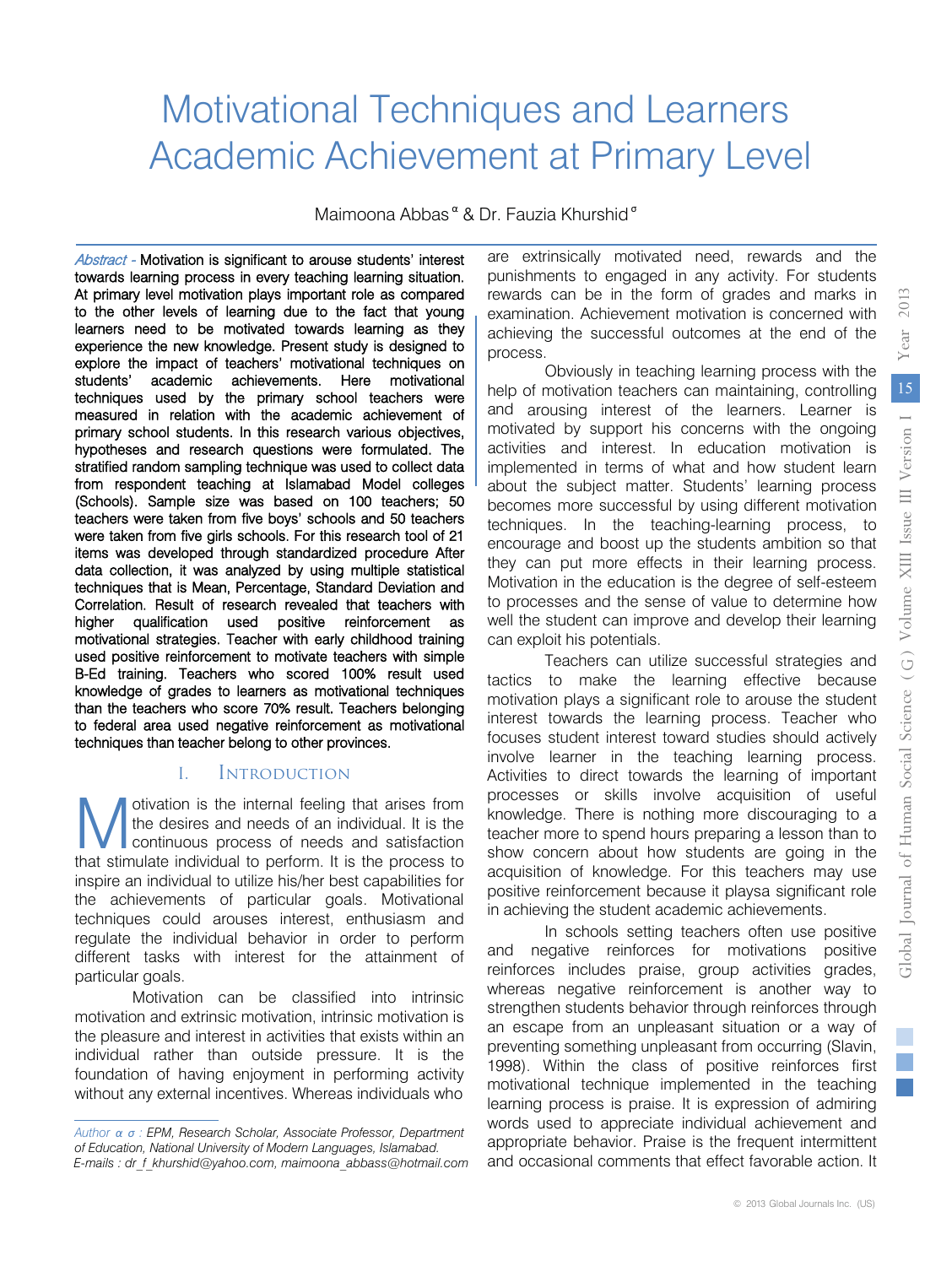# Motivational Techniques and Learners Academic Achievement at Primary Level

Maimoona Abbas [α] & Dr. Fauzia Khurshid [σ]

*Abstract -* Motivation is significant to arouse students' interest towards learning process in every teaching learning situation. At primary level motivation plays important role as compared to the other levels of learning due to the fact that young learners need to be motivated towards learning as they experience the new knowledge. Present study is designed to explore the impact of teachers' motivational techniques on students' academic achievements. Here motivational techniques used by the primary school teachers were measured in relation with the academic achievement of primary school students. In this research various objectives, hypotheses and research questions were formulated. The stratified random sampling technique was used to collect data from respondent teaching at Islamabad Model colleges (Schools). Sample size was based on 100 teachers; 50 teachers were taken from five boys' schools and 50 teachers were taken from five girls schools. For this research tool of 21 items was developed through standardized procedure After data collection, it was analyzed by using multiple statistical techniques that is Mean, Percentage, Standard Deviation and Correlation. Result of research revealed that teachers with higher qualification used positive reinforcement as motivational strategies. Teacher with early childhood training used positive reinforcement to motivate teachers with simple B-Ed training. Teachers who scored 100% result used knowledge of grades to learners as motivational techniques than the teachers who score 70% result. Teachers belonging to federal area used negative reinforcement as motivational techniques than teacher belong to other provinces.

## I. Introduction

Motivation is the internal feeling that arises from the desires and needs of an individual. It is the continuous process of needs and satisfaction that stimulate individual to perform. It is the process to inspire an individual to utilize his/her best capabilities for the achievements of particular goals. Motivational techniques could arouses interest, enthusiasm and regulate the individual behavior in order to perform different tasks with interest for the attainment of particular goals.

Motivation can be classified into intrinsic motivation and extrinsic motivation, intrinsic motivation is the pleasure and interest in activities that exists within an individual rather than outside pressure. It is the foundation of having enjoyment in performing activity without any external incentives. Whereas individuals who are extrinsically motivated need, rewards and the punishments to engaged in any activity. For students rewards can be in the form of grades and marks in examination. Achievement motivation is concerned with achieving the successful outcomes at the end of the process.

Obviously in teaching learning process with the help of motivation teachers can maintaining, controlling and arousing interest of the learners. Learner is motivated by support his concerns with the ongoing activities and interest. In education motivation is implemented in terms of what and how student learn about the subject matter. Students' learning process becomes more successful by using different motivation techniques. In the teaching-learning process, to encourage and boost up the students ambition so that they can put more effects in their learning process. Motivation in the education is the degree of self-esteem to processes and the sense of value to determine how well the student can improve and develop their learning can exploit his potentials.

Teachers can utilize successful strategies and tactics to make the learning effective because motivation plays a significant role to arouse the student interest towards the learning process. Teacher who focuses student interest toward studies should actively involve learner in the teaching learning process. Activities to direct towards the learning of important processes or skills involve acquisition of useful knowledge. There is nothing more discouraging to a teacher more to spend hours preparing a lesson than to show concern about how students are going in the acquisition of knowledge. For this teachers may use positive reinforcement because it playsa significant role in achieving the student academic achievements.

In schools setting teachers often use positive and negative reinforces for motivations positive reinforces includes praise, group activities grades, whereas negative reinforcement is another way to strengthen students behavior through reinforces through an escape from an unpleasant situation or a way of preventing something unpleasant from occurring (Slavin, 1998). Within the class of positive reinforces first motivational technique implemented in the teaching learning process is praise. It is expression of admiring words used to appreciate individual achievement and appropriate behavior. Praise is the frequent intermittent and occasional comments that effect favorable action. It

---

*Author α σ : EPM, Research Scholar, Associate Professor, Department of Education, National University of Modern Languages, Islamabad. E-mails : dr_f_khurshid@yahoo.com, maimoona_abbass@hotmail.com*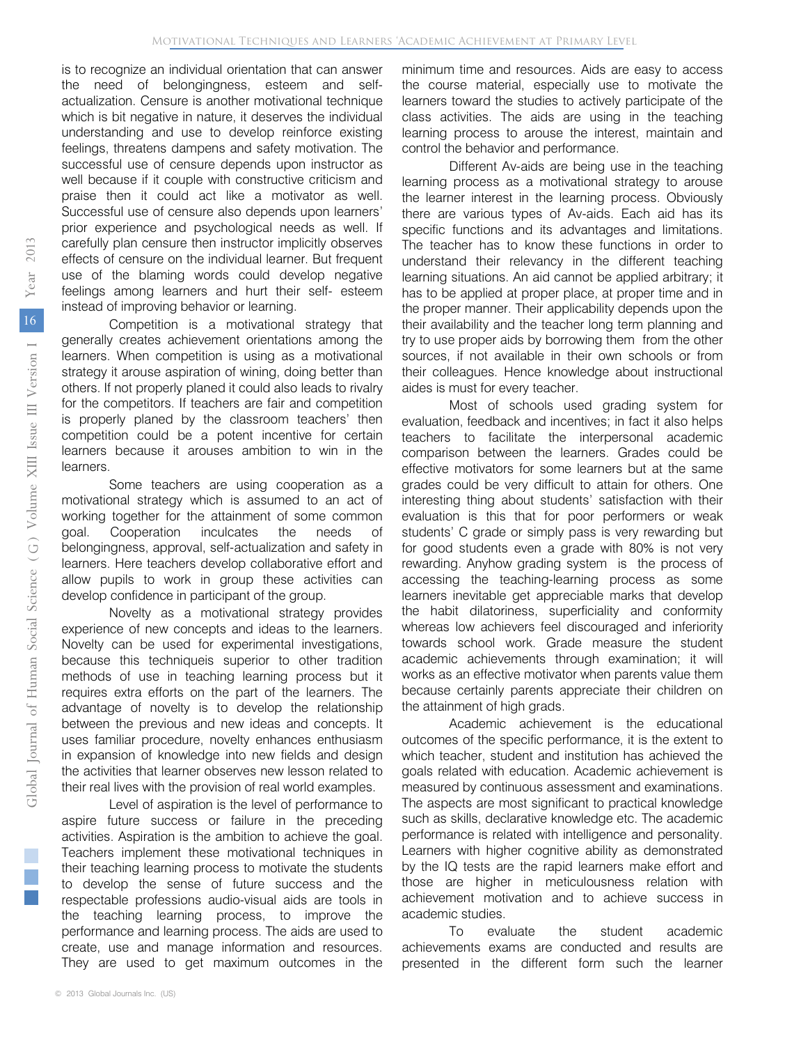is to recognize an individual orientation that can answer the need of belongingness, esteem and self-actualization. Censure is another motivational technique which is bit negative in nature, it deserves the individual understanding and use to develop reinforce existing feelings, threatens dampens and safety motivation. The successful use of censure depends upon instructor as well because if it couple with constructive criticism and praise then it could act like a motivator as well. Successful use of censure also depends upon learners' prior experience and psychological needs as well. If carefully plan censure then instructor implicitly observes effects of censure on the individual learner. But frequent use of the blaming words could develop negative feelings among learners and hurt their self- esteem instead of improving behavior or learning.

Competition is a motivational strategy that generally creates achievement orientations among the learners. When competition is using as a motivational strategy it arouse aspiration of wining, doing better than others. If not properly planed it could also leads to rivalry for the competitors. If teachers are fair and competition is properly planed by the classroom teachers' then competition could be a potent incentive for certain learners because it arouses ambition to win in the learners.

Some teachers are using cooperation as a motivational strategy which is assumed to an act of working together for the attainment of some common goal. Cooperation inculcates the needs of belongingness, approval, self-actualization and safety in learners. Here teachers develop collaborative effort and allow pupils to work in group these activities can develop confidence in participant of the group.

Novelty as a motivational strategy provides experience of new concepts and ideas to the learners. Novelty can be used for experimental investigations, because this techniqueis superior to other tradition methods of use in teaching learning process but it requires extra efforts on the part of the learners. The advantage of novelty is to develop the relationship between the previous and new ideas and concepts. It uses familiar procedure, novelty enhances enthusiasm in expansion of knowledge into new fields and design the activities that learner observes new lesson related to their real lives with the provision of real world examples.

Level of aspiration is the level of performance to aspire future success or failure in the preceding activities. Aspiration is the ambition to achieve the goal. Teachers implement these motivational techniques in their teaching learning process to motivate the students to develop the sense of future success and the respectable professions audio-visual aids are tools in the teaching learning process, to improve the performance and learning process. The aids are used to create, use and manage information and resources. They are used to get maximum outcomes in the minimum time and resources. Aids are easy to access the course material, especially use to motivate the learners toward the studies to actively participate of the class activities. The aids are using in the teaching learning process to arouse the interest, maintain and control the behavior and performance.

Different Av-aids are being use in the teaching learning process as a motivational strategy to arouse the learner interest in the learning process. Obviously there are various types of Av-aids. Each aid has its specific functions and its advantages and limitations. The teacher has to know these functions in order to understand their relevancy in the different teaching learning situations. An aid cannot be applied arbitrary; it has to be applied at proper place, at proper time and in the proper manner. Their applicability depends upon the their availability and the teacher long term planning and try to use proper aids by borrowing them from the other sources, if not available in their own schools or from their colleagues. Hence knowledge about instructional aides is must for every teacher.

Most of schools used grading system for evaluation, feedback and incentives; in fact it also helps teachers to facilitate the interpersonal academic comparison between the learners. Grades could be effective motivators for some learners but at the same grades could be very difficult to attain for others. One interesting thing about students' satisfaction with their evaluation is this that for poor performers or weak students' C grade or simply pass is very rewarding but for good students even a grade with 80% is not very rewarding. Anyhow grading system is the process of accessing the teaching-learning process as some learners inevitable get appreciable marks that develop the habit dilatoriness, superficiality and conformity whereas low achievers feel discouraged and inferiority towards school work. Grade measure the student academic achievements through examination; it will works as an effective motivator when parents value them because certainly parents appreciate their children on the attainment of high grads.

Academic achievement is the educational outcomes of the specific performance, it is the extent to which teacher, student and institution has achieved the goals related with education. Academic achievement is measured by continuous assessment and examinations. The aspects are most significant to practical knowledge such as skills, declarative knowledge etc. The academic performance is related with intelligence and personality. Learners with higher cognitive ability as demonstrated by the IQ tests are the rapid learners make effort and those are higher in meticulousness relation with achievement motivation and to achieve success in academic studies.

To evaluate the student academic achievements exams are conducted and results are presented in the different form such the learner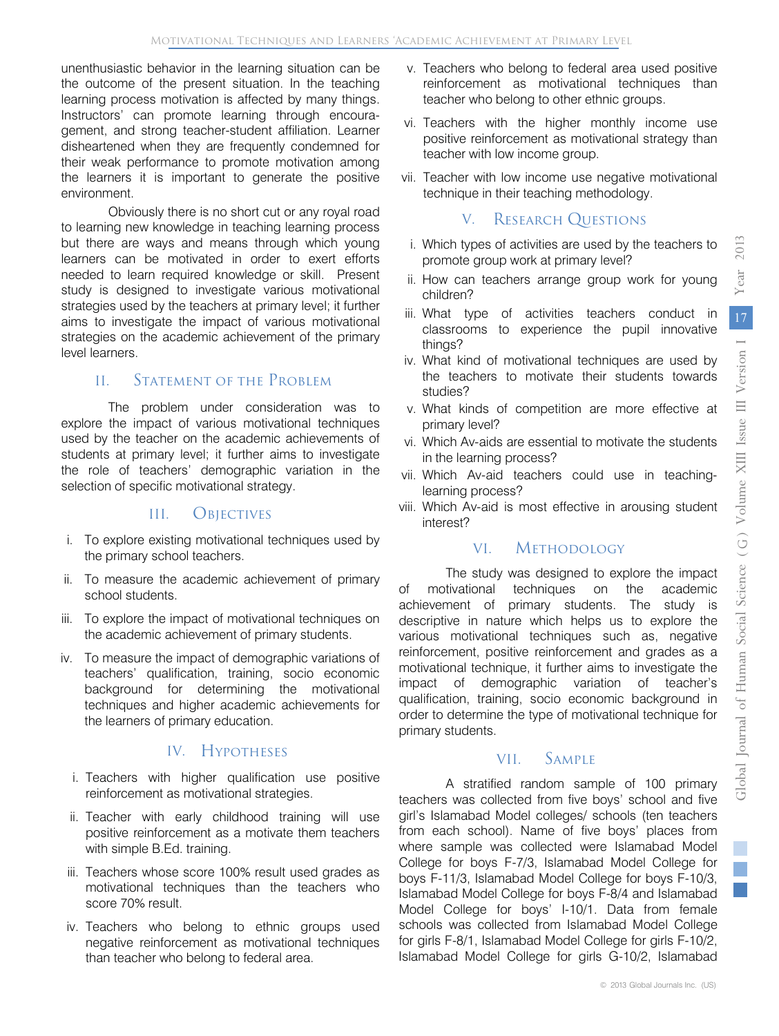unenthusiastic behavior in the learning situation can be the outcome of the present situation. In the teaching learning process motivation is affected by many things. Instructors' can promote learning through encouragement, and strong teacher-student affiliation. Learner disheartened when they are frequently condemned for their weak performance to promote motivation among the learners it is important to generate the positive environment.

Obviously there is no short cut or any royal road to learning new knowledge in teaching learning process but there are ways and means through which young learners can be motivated in order to exert efforts needed to learn required knowledge or skill. Present study is designed to investigate various motivational strategies used by the teachers at primary level; it further aims to investigate the impact of various motivational strategies on the academic achievement of the primary level learners.

## II. Statement of the Problem

The problem under consideration was to explore the impact of various motivational techniques used by the teacher on the academic achievements of students at primary level; it further aims to investigate the role of teachers' demographic variation in the selection of specific motivational strategy.

## III. Objectives

i. To explore existing motivational techniques used by the primary school teachers.
ii. To measure the academic achievement of primary school students.
iii. To explore the impact of motivational techniques on the academic achievement of primary students.
iv. To measure the impact of demographic variations of teachers' qualification, training, socio economic background for determining the motivational techniques and higher academic achievements for the learners of primary education.

## IV. Hypotheses

i. Teachers with higher qualification use positive reinforcement as motivational strategies.
ii. Teacher with early childhood training will use positive reinforcement as a motivate them teachers with simple B.Ed. training.
iii. Teachers whose score 100% result used grades as motivational techniques than the teachers who score 70% result.
iv. Teachers who belong to ethnic groups used negative reinforcement as motivational techniques than teacher who belong to federal area.
v. Teachers who belong to federal area used positive reinforcement as motivational techniques than teacher who belong to other ethnic groups.
vi. Teachers with the higher monthly income use positive reinforcement as motivational strategy than teacher with low income group.
vii. Teacher with low income use negative motivational technique in their teaching methodology.

## V. Research Questions

i. Which types of activities are used by the teachers to promote group work at primary level?
ii. How can teachers arrange group work for young children?
iii. What type of activities teachers conduct in classrooms to experience the pupil innovative things?
iv. What kind of motivational techniques are used by the teachers to motivate their students towards studies?
v. What kinds of competition are more effective at primary level?
vi. Which Av-aids are essential to motivate the students in the learning process?
vii. Which Av-aid teachers could use in teaching-learning process?
viii. Which Av-aid is most effective in arousing student interest?

## VI. Methodology

The study was designed to explore the impact of motivational techniques on the academic achievement of primary students. The study is descriptive in nature which helps us to explore the various motivational techniques such as, negative reinforcement, positive reinforcement and grades as a motivational technique, it further aims to investigate the impact of demographic variation of teacher's qualification, training, socio economic background in order to determine the type of motivational technique for primary students.

## VII. Sample

A stratified random sample of 100 primary teachers was collected from five boys' school and five girl's Islamabad Model colleges/ schools (ten teachers from each school). Name of five boys' places from where sample was collected were Islamabad Model College for boys F-7/3, Islamabad Model College for boys F-11/3, Islamabad Model College for boys F-10/3, Islamabad Model College for boys F-8/4 and Islamabad Model College for boys' I-10/1. Data from female schools was collected from Islamabad Model College for girls F-8/1, Islamabad Model College for girls F-10/2, Islamabad Model College for girls G-10/2, Islamabad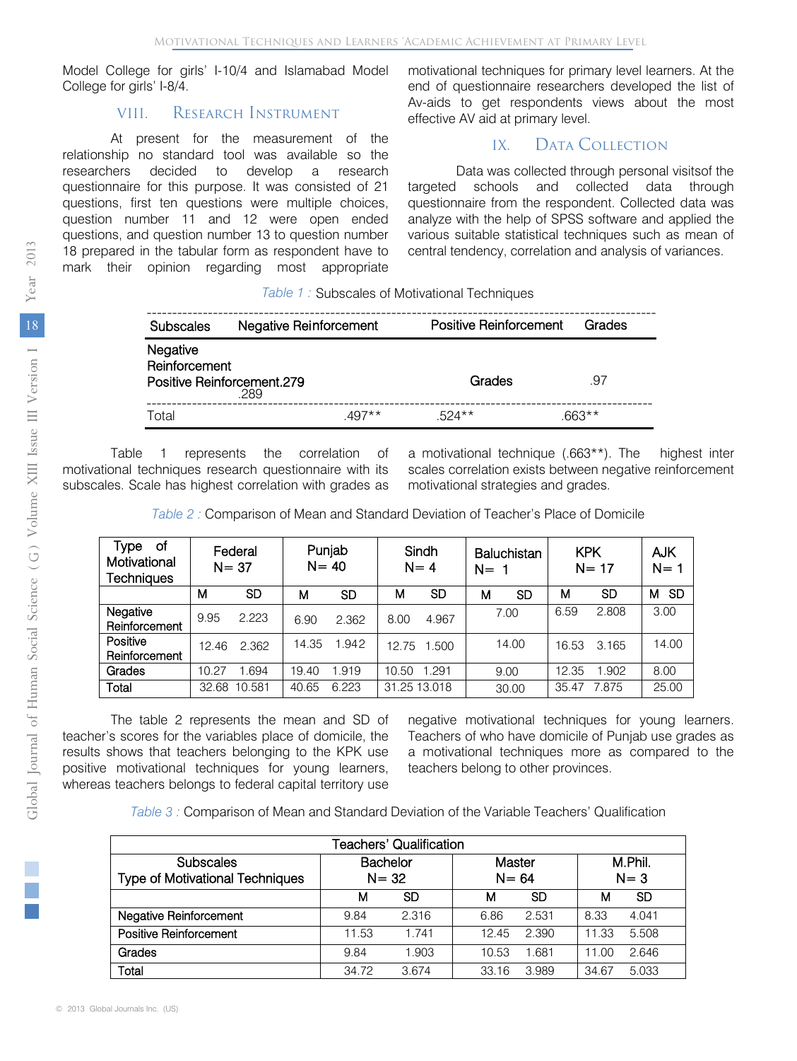Model College for girls' I-10/4 and Islamabad Model College for girls' I-8/4.

## VIII. Research Instrument

At present for the measurement of the relationship no standard tool was available so the researchers decided to develop a research questionnaire for this purpose. It was consisted of 21 questions, first ten questions were multiple choices, question number 11 and 12 were open ended questions, and question number 13 to question number 18 prepared in the tabular form as respondent have to mark their opinion regarding most appropriate motivational techniques for primary level learners. At the end of questionnaire researchers developed the list of Av-aids to get respondents views about the most effective AV aid at primary level.

## IX. Data Collection

Data was collected through personal visitsof the targeted schools and collected data through questionnaire from the respondent. Collected data was analyze with the help of SPSS software and applied the various suitable statistical techniques such as mean of central tendency, correlation and analysis of variances.

*Table 1 :* Subscales of Motivational Techniques

| Subscales | Negative Reinforcement | Positive Reinforcement | Grades |
|---|---|---|---|
| Negative Reinforcement | | | |
| Positive Reinforcement | .279 | | |
| Grades | .289 | | .97 |
| Total | .497** | .524** | .663** |

Table 1 represents the correlation of motivational techniques research questionnaire with its subscales. Scale has highest correlation with grades as a motivational technique (.663**). The highest inter scales correlation exists between negative reinforcement motivational strategies and grades.

*Table 2 :* Comparison of Mean and Standard Deviation of Teacher's Place of Domicile

| Type of Motivational Techniques | Federal N= 37 | | Punjab N= 40 | | Sindh N= 4 | | Baluchistan N= 1 | | KPK N= 17 | | AJK N= 1 | |
|---|---|---|---|---|---|---|---|---|---|---|---|---|
| | M | SD | M | SD | M | SD | M | SD | M | SD | M | SD |
| Negative Reinforcement | 9.95 | 2.223 | 6.90 | 2.362 | 8.00 | 4.967 | 7.00 | | 6.59 | 2.808 | 3.00 | |
| Positive Reinforcement | 12.46 | 2.362 | 14.35 | 1.942 | 12.75 | 1.500 | 14.00 | | 16.53 | 3.165 | 14.00 | |
| Grades | 10.27 | 1.694 | 19.40 | 1.919 | 10.50 | 1.291 | 9.00 | | 12.35 | 1.902 | 8.00 | |
| Total | 32.68 | 10.581 | 40.65 | 6.223 | 31.25 | 13.018 | 30.00 | | 35.47 | 7.875 | 25.00 | |

The table 2 represents the mean and SD of teacher's scores for the variables place of domicile, the results shows that teachers belonging to the KPK use positive motivational techniques for young learners, whereas teachers belongs to federal capital territory use negative motivational techniques for young learners. Teachers of who have domicile of Punjab use grades as a motivational techniques more as compared to the teachers belong to other provinces.

*Table 3 :* Comparison of Mean and Standard Deviation of the Variable Teachers' Qualification

| Subscales Type of Motivational Techniques | Teachers' Qualification | | | | | |
|---|---|---|---|---|---|---|
| | Bachelor N= 32 | | Master N= 64 | | M.Phil. N= 3 | |
| | M | SD | M | SD | M | SD |
| Negative Reinforcement | 9.84 | 2.316 | 6.86 | 2.531 | 8.33 | 4.041 |
| Positive Reinforcement | 11.53 | 1.741 | 12.45 | 2.390 | 11.33 | 5.508 |
| Grades | 9.84 | 1.903 | 10.53 | 1.681 | 11.00 | 2.646 |
| Total | 34.72 | 3.674 | 33.16 | 3.989 | 34.67 | 5.033 |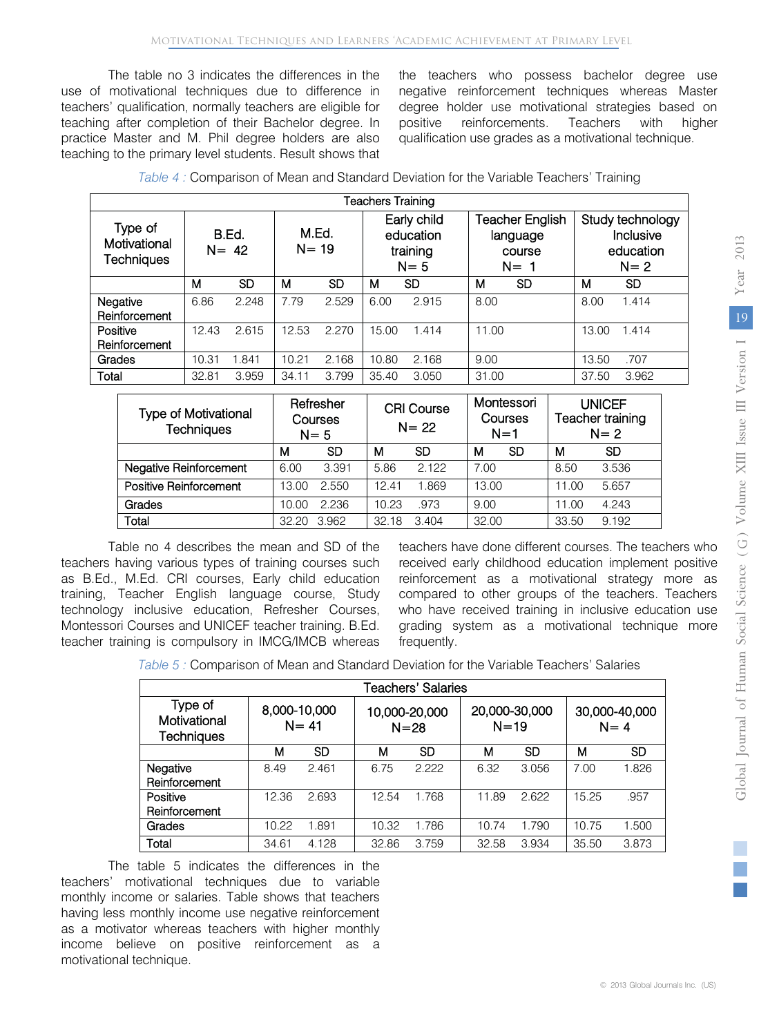The table no 3 indicates the differences in the use of motivational techniques due to difference in teachers' qualification, normally teachers are eligible for teaching after completion of their Bachelor degree. In practice Master and M. Phil degree holders are also teaching to the primary level students. Result shows that the teachers who possess bachelor degree use negative reinforcement techniques whereas Master degree holder use motivational strategies based on positive reinforcements. Teachers with higher qualification use grades as a motivational technique.

*Table 4 :* Comparison of Mean and Standard Deviation for the Variable Teachers' Training

| Teachers Training | | | | | | | | | | |
|---|---|---|---|---|---|---|---|---|---|---|
| Type of Motivational Techniques | B.Ed. N= 42 | | M.Ed. N= 19 | | Early child education training N= 5 | | Teacher English language course N= 1 | | Study technology Inclusive education N= 2 | |
| | M | SD | M | SD | M | SD | M | SD | M | SD |
| Negative Reinforcement | 6.86 | 2.248 | 7.79 | 2.529 | 6.00 | 2.915 | 8.00 | | 8.00 | 1.414 |
| Positive Reinforcement | 12.43 | 2.615 | 12.53 | 2.270 | 15.00 | 1.414 | 11.00 | | 13.00 | 1.414 |
| Grades | 10.31 | 1.841 | 10.21 | 2.168 | 10.80 | 2.168 | 9.00 | | 13.50 | .707 |
| Total | 32.81 | 3.959 | 34.11 | 3.799 | 35.40 | 3.050 | 31.00 | | 37.50 | 3.962 |

| Type of Motivational Techniques | Refresher Courses N= 5 | | CRI Course N= 22 | | Montessori Courses N=1 | | UNICEF Teacher training N= 2 | |
|---|---|---|---|---|---|---|---|---|
| | M | SD | M | SD | M | SD | M | SD |
| Negative Reinforcement | 6.00 | 3.391 | 5.86 | 2.122 | 7.00 | | 8.50 | 3.536 |
| Positive Reinforcement | 13.00 | 2.550 | 12.41 | 1.869 | 13.00 | | 11.00 | 5.657 |
| Grades | 10.00 | 2.236 | 10.23 | .973 | 9.00 | | 11.00 | 4.243 |
| Total | 32.20 | 3.962 | 32.18 | 3.404 | 32.00 | | 33.50 | 9.192 |

Table no 4 describes the mean and SD of the teachers having various types of training courses such as B.Ed., M.Ed. CRI courses, Early child education training, Teacher English language course, Study technology inclusive education, Refresher Courses, Montessori Courses and UNICEF teacher training. B.Ed. teacher training is compulsory in IMCG/IMCB whereas teachers have done different courses. The teachers who received early childhood education implement positive reinforcement as a motivational strategy more as compared to other groups of the teachers. Teachers who have received training in inclusive education use grading system as a motivational technique more frequently.

*Table 5 :* Comparison of Mean and Standard Deviation for the Variable Teachers' Salaries

| Teachers' Salaries | | | | | | | | |
|---|---|---|---|---|---|---|---|---|
| Type of Motivational Techniques | 8,000-10,000 N= 41 | | 10,000-20,000 N=28 | | 20,000-30,000 N=19 | | 30,000-40,000 N= 4 | |
| | M | SD | M | SD | M | SD | M | SD |
| Negative Reinforcement | 8.49 | 2.461 | 6.75 | 2.222 | 6.32 | 3.056 | 7.00 | 1.826 |
| Positive Reinforcement | 12.36 | 2.693 | 12.54 | 1.768 | 11.89 | 2.622 | 15.25 | .957 |
| Grades | 10.22 | 1.891 | 10.32 | 1.786 | 10.74 | 1.790 | 10.75 | 1.500 |
| Total | 34.61 | 4.128 | 32.86 | 3.759 | 32.58 | 3.934 | 35.50 | 3.873 |

The table 5 indicates the differences in the teachers' motivational techniques due to variable monthly income or salaries. Table shows that teachers having less monthly income use negative reinforcement as a motivator whereas teachers with higher monthly income believe on positive reinforcement as a motivational technique.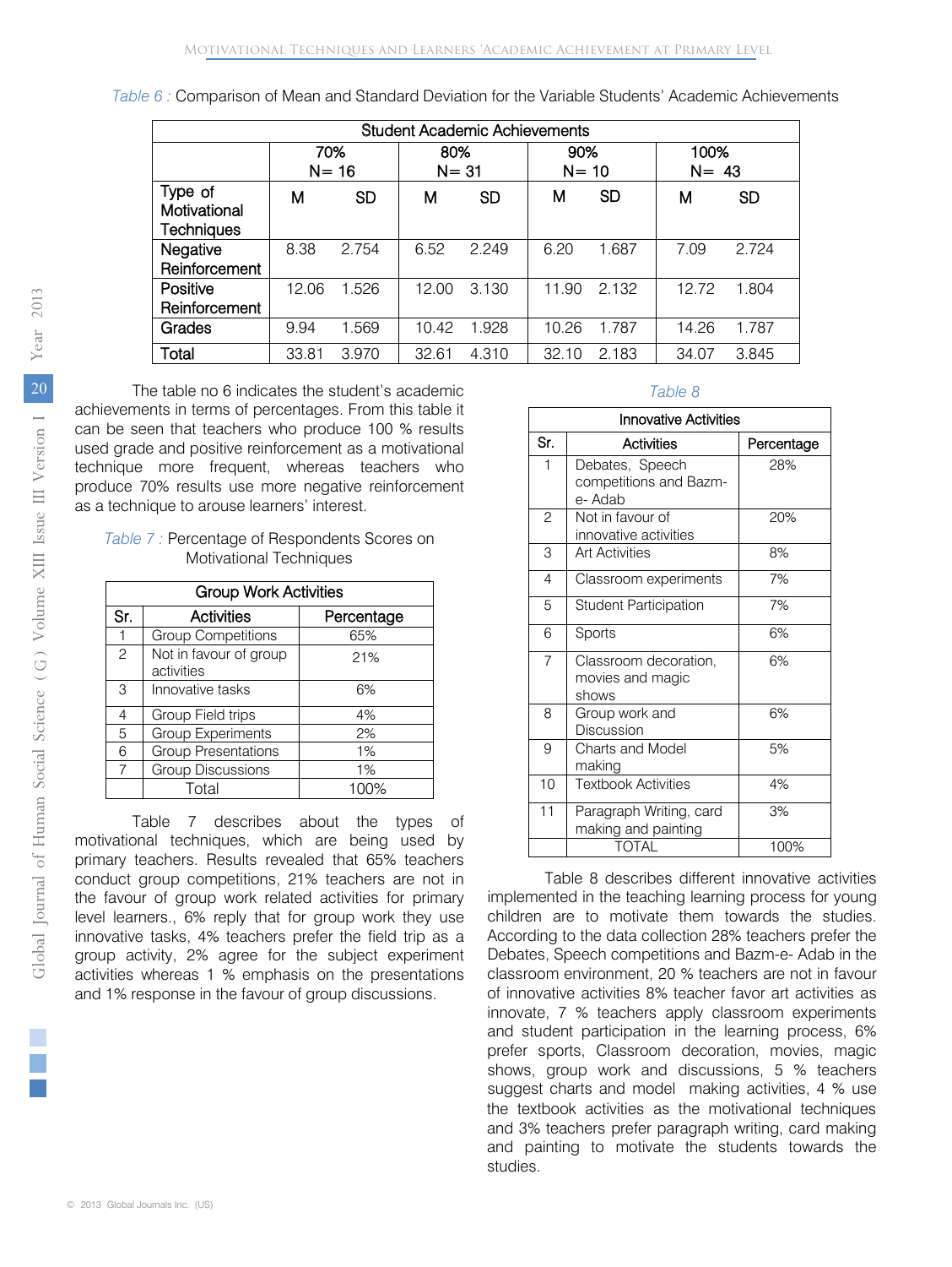*Table 6 :* Comparison of Mean and Standard Deviation for the Variable Students' Academic Achievements

| Student Academic Achievements | | | | | | | | |
|---|---|---|---|---|---|---|---|---|
| | 70% N= 16 | | 80% N= 31 | | 90% N= 10 | | 100% N= 43 | |
| Type of Motivational Techniques | M | SD | M | SD | M | SD | M | SD |
| Negative Reinforcement | 8.38 | 2.754 | 6.52 | 2.249 | 6.20 | 1.687 | 7.09 | 2.724 |
| Positive Reinforcement | 12.06 | 1.526 | 12.00 | 3.130 | 11.90 | 2.132 | 12.72 | 1.804 |
| Grades | 9.94 | 1.569 | 10.42 | 1.928 | 10.26 | 1.787 | 14.26 | 1.787 |
| Total | 33.81 | 3.970 | 32.61 | 4.310 | 32.10 | 2.183 | 34.07 | 3.845 |

The table no 6 indicates the student's academic achievements in terms of percentages. From this table it can be seen that teachers who produce 100 % results used grade and positive reinforcement as a motivational technique more frequent, whereas teachers who produce 70% results use more negative reinforcement as a technique to arouse learners' interest.

*Table 7 :* Percentage of Respondents Scores on Motivational Techniques

| Group Work Activities | | |
|---|---|---|
| Sr. | Activities | Percentage |
| 1 | Group Competitions | 65% |
| 2 | Not in favour of group activities | 21% |
| 3 | Innovative tasks | 6% |
| 4 | Group Field trips | 4% |
| 5 | Group Experiments | 2% |
| 6 | Group Presentations | 1% |
| 7 | Group Discussions | 1% |
| | Total | 100% |

Table 7 describes about the types of motivational techniques, which are being used by primary teachers. Results revealed that 65% teachers conduct group competitions, 21% teachers are not in the favour of group work related activities for primary level learners., 6% reply that for group work they use innovative tasks, 4% teachers prefer the field trip as a group activity, 2% agree for the subject experiment activities whereas 1 % emphasis on the presentations and 1% response in the favour of group discussions.

*Table 8*

| Innovative Activities | | |
|---|---|---|
| Sr. | Activities | Percentage |
| 1 | Debates, Speech competitions and Bazm-e- Adab | 28% |
| 2 | Not in favour of innovative activities | 20% |
| 3 | Art Activities | 8% |
| 4 | Classroom experiments | 7% |
| 5 | Student Participation | 7% |
| 6 | Sports | 6% |
| 7 | Classroom decoration, movies and magic shows | 6% |
| 8 | Group work and Discussion | 6% |
| 9 | Charts and Model making | 5% |
| 10 | Textbook Activities | 4% |
| 11 | Paragraph Writing, card making and painting | 3% |
| | TOTAL | 100% |

Table 8 describes different innovative activities implemented in the teaching learning process for young children are to motivate them towards the studies. According to the data collection 28% teachers prefer the Debates, Speech competitions and Bazm-e- Adab in the classroom environment, 20 % teachers are not in favour of innovative activities 8% teacher favor art activities as innovate, 7 % teachers apply classroom experiments and student participation in the learning process, 6% prefer sports, Classroom decoration, movies, magic shows, group work and discussions, 5 % teachers suggest charts and model making activities, 4 % use the textbook activities as the motivational techniques and 3% teachers prefer paragraph writing, card making and painting to motivate the students towards the studies.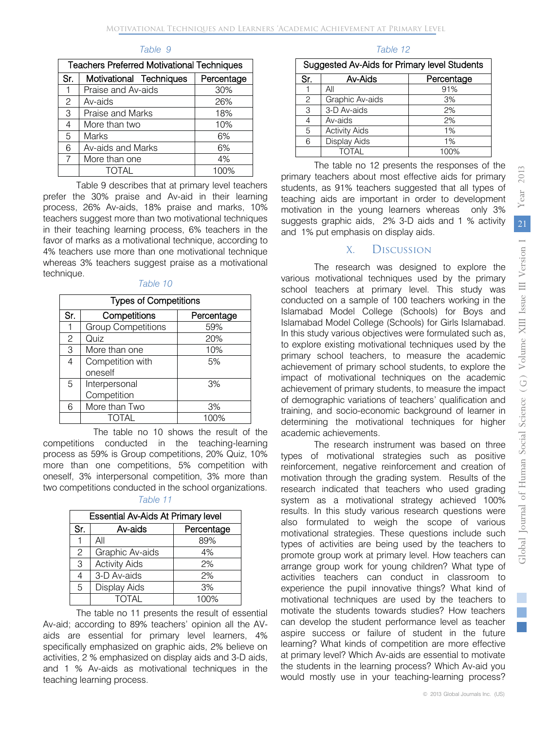Table 9

| Teachers Preferred Motivational Techniques | | |
|---|---|---|
| Sr. | Motivational Techniques | Percentage |
| 1 | Praise and Av-aids | 30% |
| 2 | Av-aids | 26% |
| 3 | Praise and Marks | 18% |
| 4 | More than two | 10% |
| 5 | Marks | 6% |
| 6 | Av-aids and Marks | 6% |
| 7 | More than one | 4% |
| | TOTAL | 100% |

Table 9 describes that at primary level teachers prefer the 30% praise and Av-aid in their learning process, 26% Av-aids, 18% praise and marks, 10% teachers suggest more than two motivational techniques in their teaching learning process, 6% teachers in the favor of marks as a motivational technique, according to 4% teachers use more than one motivational technique whereas 3% teachers suggest praise as a motivational technique.

Table 10

| Types of Competitions | | |
|---|---|---|
| Sr. | Competitions | Percentage |
| 1 | Group Competitions | 59% |
| 2 | Quiz | 20% |
| 3 | More than one | 10% |
| 4 | Competition with oneself | 5% |
| 5 | Interpersonal Competition | 3% |
| 6 | More than Two | 3% |
| | TOTAL | 100% |

The table no 10 shows the result of the competitions conducted in the teaching-learning process as 59% is Group competitions, 20% Quiz, 10% more than one competitions, 5% competition with oneself, 3% interpersonal competition, 3% more than two competitions conducted in the school organizations.

Table 11

| Essential Av-Aids At Primary level | | |
|---|---|---|
| Sr. | Av-aids | Percentage |
| 1 | All | 89% |
| 2 | Graphic Av-aids | 4% |
| 3 | Activity Aids | 2% |
| 4 | 3-D Av-aids | 2% |
| 5 | Display Aids | 3% |
| | TOTAL | 100% |

The table no 11 presents the result of essential Av-aid; according to 89% teachers' opinion all the AV-aids are essential for primary level learners, 4% specifically emphasized on graphic aids, 2% believe on activities, 2 % emphasized on display aids and 3-D aids, and 1 % Av-aids as motivational techniques in the teaching learning process.

Table 12

| Suggested Av-Aids for Primary level Students | | |
|---|---|---|
| Sr. | Av-Aids | Percentage |
| 1 | All | 91% |
| 2 | Graphic Av-aids | 3% |
| 3 | 3-D Av-aids | 2% |
| 4 | Av-aids | 2% |
| 5 | Activity Aids | 1% |
| 6 | Display Aids | 1% |
| | TOTAL | 100% |

The table no 12 presents the responses of the primary teachers about most effective aids for primary students, as 91% teachers suggested that all types of teaching aids are important in order to development motivation in the young learners whereas only 3% suggests graphic aids, 2% 3-D aids and 1 % activity and 1% put emphasis on display aids.

## X. Discussion

The research was designed to explore the various motivational techniques used by the primary school teachers at primary level. This study was conducted on a sample of 100 teachers working in the Islamabad Model College (Schools) for Boys and Islamabad Model College (Schools) for Girls Islamabad. In this study various objectives were formulated such as, to explore existing motivational techniques used by the primary school teachers, to measure the academic achievement of primary school students, to explore the impact of motivational techniques on the academic achievement of primary students, to measure the impact of demographic variations of teachers' qualification and training, and socio-economic background of learner in determining the motivational techniques for higher academic achievements.

The research instrument was based on three types of motivational strategies such as positive reinforcement, negative reinforcement and creation of motivation through the grading system. Results of the research indicated that teachers who used grading system as a motivational strategy achieved 100% results. In this study various research questions were also formulated to weigh the scope of various motivational strategies. These questions include such types of activities are being used by the teachers to promote group work at primary level. How teachers can arrange group work for young children? What type of activities teachers can conduct in classroom to experience the pupil innovative things? What kind of motivational techniques are used by the teachers to motivate the students towards studies? How teachers can develop the student performance level as teacher aspire success or failure of student in the future learning? What kinds of competition are more effective at primary level? Which Av-aids are essential to motivate the students in the learning process? Which Av-aid you would mostly use in your teaching-learning process?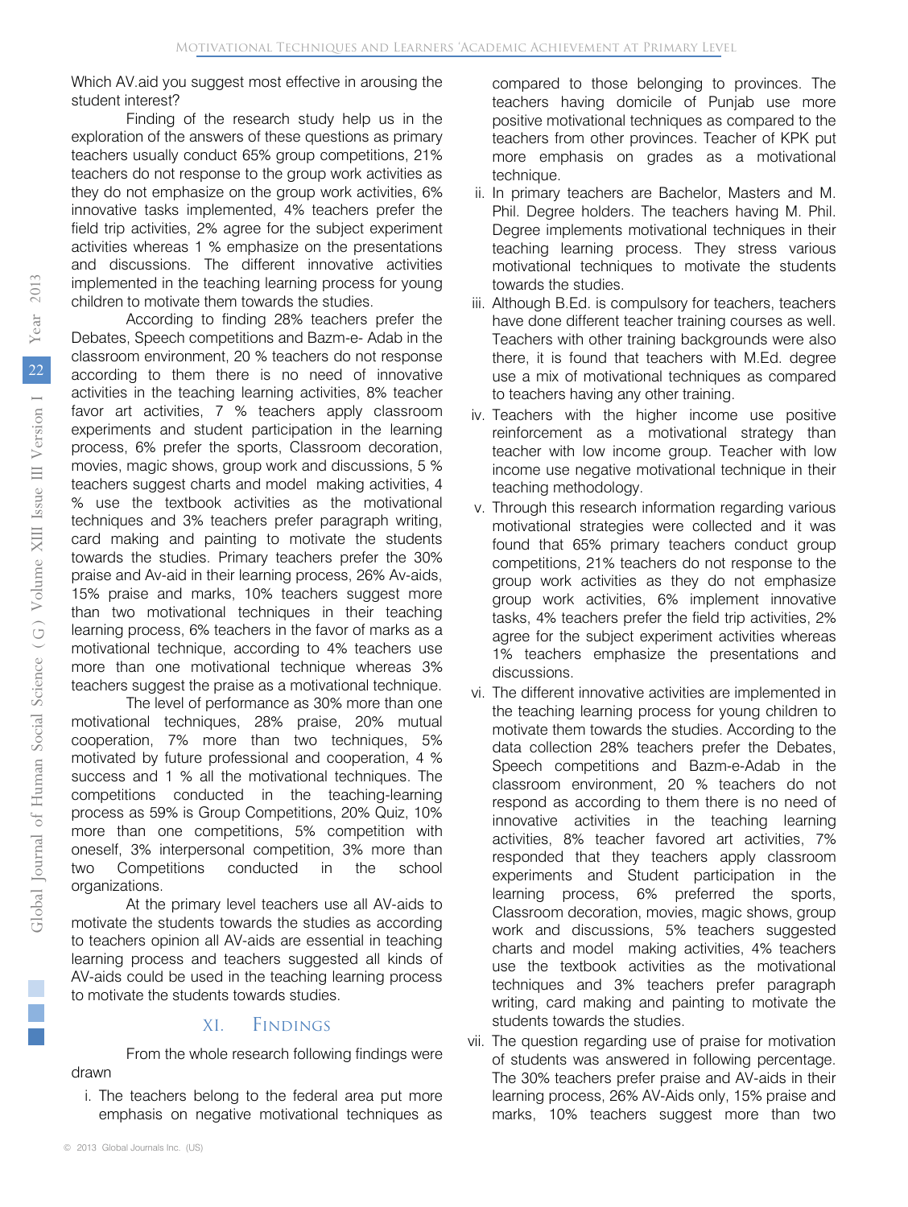Which AV.aid you suggest most effective in arousing the student interest?

Finding of the research study help us in the exploration of the answers of these questions as primary teachers usually conduct 65% group competitions, 21% teachers do not response to the group work activities as they do not emphasize on the group work activities, 6% innovative tasks implemented, 4% teachers prefer the field trip activities, 2% agree for the subject experiment activities whereas 1 % emphasize on the presentations and discussions. The different innovative activities implemented in the teaching learning process for young children to motivate them towards the studies.

According to finding 28% teachers prefer the Debates, Speech competitions and Bazm-e- Adab in the classroom environment, 20 % teachers do not response according to them there is no need of innovative activities in the teaching learning activities, 8% teacher favor art activities, 7 % teachers apply classroom experiments and student participation in the learning process, 6% prefer the sports, Classroom decoration, movies, magic shows, group work and discussions, 5 % teachers suggest charts and model making activities, 4 % use the textbook activities as the motivational techniques and 3% teachers prefer paragraph writing, card making and painting to motivate the students towards the studies. Primary teachers prefer the 30% praise and Av-aid in their learning process, 26% Av-aids, 15% praise and marks, 10% teachers suggest more than two motivational techniques in their teaching learning process, 6% teachers in the favor of marks as a motivational technique, according to 4% teachers use more than one motivational technique whereas 3% teachers suggest the praise as a motivational technique.

The level of performance as 30% more than one motivational techniques, 28% praise, 20% mutual cooperation, 7% more than two techniques, 5% motivated by future professional and cooperation, 4 % success and 1 % all the motivational techniques. The competitions conducted in the teaching-learning process as 59% is Group Competitions, 20% Quiz, 10% more than one competitions, 5% competition with oneself, 3% interpersonal competition, 3% more than two Competitions conducted in the school organizations.

At the primary level teachers use all AV-aids to motivate the students towards the studies as according to teachers opinion all AV-aids are essential in teaching learning process and teachers suggested all kinds of AV-aids could be used in the teaching learning process to motivate the students towards studies.

## XI. Findings

From the whole research following findings were drawn

i. The teachers belong to the federal area put more emphasis on negative motivational techniques as compared to those belonging to provinces. The teachers having domicile of Punjab use more positive motivational techniques as compared to the teachers from other provinces. Teacher of KPK put more emphasis on grades as a motivational technique.
ii. In primary teachers are Bachelor, Masters and M. Phil. Degree holders. The teachers having M. Phil. Degree implements motivational techniques in their teaching learning process. They stress various motivational techniques to motivate the students towards the studies.
iii. Although B.Ed. is compulsory for teachers, teachers have done different teacher training courses as well. Teachers with other training backgrounds were also there, it is found that teachers with M.Ed. degree use a mix of motivational techniques as compared to teachers having any other training.
iv. Teachers with the higher income use positive reinforcement as a motivational strategy than teacher with low income group. Teacher with low income use negative motivational technique in their teaching methodology.
v. Through this research information regarding various motivational strategies were collected and it was found that 65% primary teachers conduct group competitions, 21% teachers do not response to the group work activities as they do not emphasize group work activities, 6% implement innovative tasks, 4% teachers prefer the field trip activities, 2% agree for the subject experiment activities whereas 1% teachers emphasize the presentations and discussions.
vi. The different innovative activities are implemented in the teaching learning process for young children to motivate them towards the studies. According to the data collection 28% teachers prefer the Debates, Speech competitions and Bazm-e-Adab in the classroom environment, 20 % teachers do not respond as according to them there is no need of innovative activities in the teaching learning activities, 8% teacher favored art activities, 7% responded that they teachers apply classroom experiments and Student participation in the learning process, 6% preferred the sports, Classroom decoration, movies, magic shows, group work and discussions, 5% teachers suggested charts and model making activities, 4% teachers use the textbook activities as the motivational techniques and 3% teachers prefer paragraph writing, card making and painting to motivate the students towards the studies.
vii. The question regarding use of praise for motivation of students was answered in following percentage. The 30% teachers prefer praise and AV-aids in their learning process, 26% AV-Aids only, 15% praise and marks, 10% teachers suggest more than two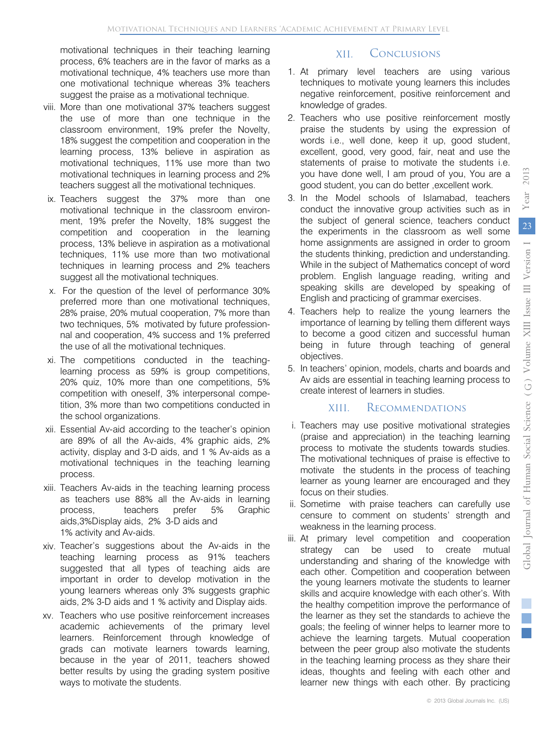motivational techniques in their teaching learning process, 6% teachers are in the favor of marks as a motivational technique, 4% teachers use more than one motivational technique whereas 3% teachers suggest the praise as a motivational technique.

viii. More than one motivational 37% teachers suggest the use of more than one technique in the classroom environment, 19% prefer the Novelty, 18% suggest the competition and cooperation in the learning process, 13% believe in aspiration as motivational techniques, 11% use more than two motivational techniques in learning process and 2% teachers suggest all the motivational techniques.

ix. Teachers suggest the 37% more than one motivational technique in the classroom environment, 19% prefer the Novelty, 18% suggest the competition and cooperation in the learning process, 13% believe in aspiration as a motivational techniques, 11% use more than two motivational techniques in learning process and 2% teachers suggest all the motivational techniques.

x. For the question of the level of performance 30% preferred more than one motivational techniques, 28% praise, 20% mutual cooperation, 7% more than two techniques, 5% motivated by future professionnal and cooperation, 4% success and 1% preferred the use of all the motivational techniques.

xi. The competitions conducted in the teaching-learning process as 59% is group competitions, 20% quiz, 10% more than one competitions, 5% competition with oneself, 3% interpersonal competition, 3% more than two competitions conducted in the school organizations.

xii. Essential Av-aid according to the teacher's opinion are 89% of all the Av-aids, 4% graphic aids, 2% activity, display and 3-D aids, and 1 % Av-aids as a motivational techniques in the teaching learning process.

xiii. Teachers Av-aids in the teaching learning process as teachers use 88% all the Av-aids in learning process, teachers prefer 5% Graphic aids,3%Display aids, 2% 3-D aids and 1% activity and Av-aids.

xiv. Teacher's suggestions about the Av-aids in the teaching learning process as 91% teachers suggested that all types of teaching aids are important in order to develop motivation in the young learners whereas only 3% suggests graphic aids, 2% 3-D aids and 1 % activity and Display aids.

xv. Teachers who use positive reinforcement increases academic achievements of the primary level learners. Reinforcement through knowledge of grads can motivate learners towards learning, because in the year of 2011, teachers showed better results by using the grading system positive ways to motivate the students.

## XII. Conclusions

1. At primary level teachers are using various techniques to motivate young learners this includes negative reinforcement, positive reinforcement and knowledge of grades.
2. Teachers who use positive reinforcement mostly praise the students by using the expression of words i.e., well done, keep it up, good student, excellent, good, very good, fair, neat and use the statements of praise to motivate the students i.e. you have done well, I am proud of you, You are a good student, you can do better ,excellent work.
3. In the Model schools of Islamabad, teachers conduct the innovative group activities such as in the subject of general science, teachers conduct the experiments in the classroom as well some home assignments are assigned in order to groom the students thinking, prediction and understanding. While in the subject of Mathematics concept of word problem. English language reading, writing and speaking skills are developed by speaking of English and practicing of grammar exercises.
4. Teachers help to realize the young learners the importance of learning by telling them different ways to become a good citizen and successful human being in future through teaching of general objectives.
5. In teachers' opinion, models, charts and boards and Av aids are essential in teaching learning process to create interest of learners in studies.

## XIII. Recommendations

i. Teachers may use positive motivational strategies (praise and appreciation) in the teaching learning process to motivate the students towards studies. The motivational techniques of praise is effective to motivate the students in the process of teaching learner as young learner are encouraged and they focus on their studies.

ii. Sometime with praise teachers can carefully use censure to comment on students' strength and weakness in the learning process.

iii. At primary level competition and cooperation strategy can be used to create mutual understanding and sharing of the knowledge with each other. Competition and cooperation between the young learners motivate the students to learner skills and acquire knowledge with each other's. With the healthy competition improve the performance of the learner as they set the standards to achieve the goals; the feeling of winner helps to learner more to achieve the learning targets. Mutual cooperation between the peer group also motivate the students in the teaching learning process as they share their ideas, thoughts and feeling with each other and learner new things with each other. By practicing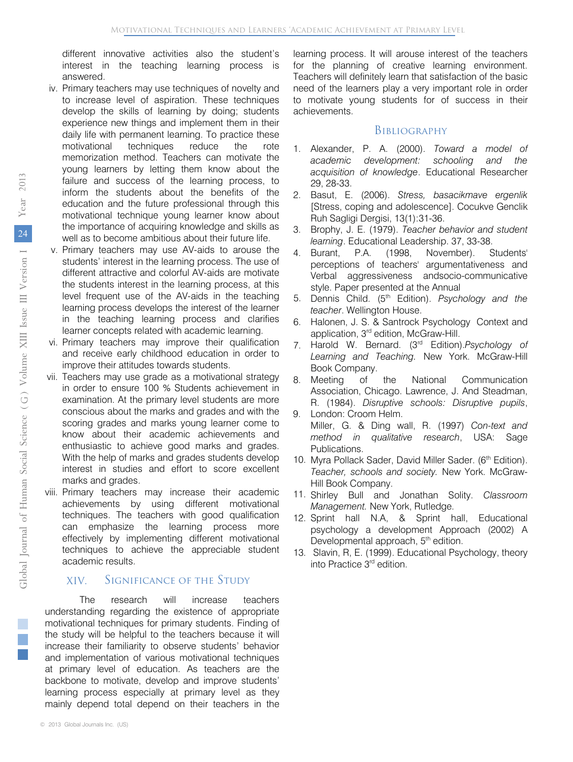different innovative activities also the student's interest in the teaching learning process is answered.

iv. Primary teachers may use techniques of novelty and to increase level of aspiration. These techniques develop the skills of learning by doing; students experience new things and implement them in their daily life with permanent learning. To practice these motivational techniques reduce the rote memorization method. Teachers can motivate the young learners by letting them know about the failure and success of the learning process, to inform the students about the benefits of the education and the future professional through this motivational technique young learner know about the importance of acquiring knowledge and skills as well as to become ambitious about their future life.

v. Primary teachers may use AV-aids to arouse the students' interest in the learning process. The use of different attractive and colorful AV-aids are motivate the students interest in the learning process, at this level frequent use of the AV-aids in the teaching learning process develops the interest of the learner in the teaching learning process and clarifies learner concepts related with academic learning.

vi. Primary teachers may improve their qualification and receive early childhood education in order to improve their attitudes towards students.

vii. Teachers may use grade as a motivational strategy in order to ensure 100 % Students achievement in examination. At the primary level students are more conscious about the marks and grades and with the scoring grades and marks young learner come to know about their academic achievements and enthusiastic to achieve good marks and grades. With the help of marks and grades students develop interest in studies and effort to score excellent marks and grades.

viii. Primary teachers may increase their academic achievements by using different motivational techniques. The teachers with good qualification can emphasize the learning process more effectively by implementing different motivational techniques to achieve the appreciable student academic results.

## XIV. Significance of the Study

The research will increase teachers understanding regarding the existence of appropriate motivational techniques for primary students. Finding of the study will be helpful to the teachers because it will increase their familiarity to observe students' behavior and implementation of various motivational techniques at primary level of education. As teachers are the backbone to motivate, develop and improve students' learning process especially at primary level as they mainly depend total depend on their teachers in the learning process. It will arouse interest of the teachers for the planning of creative learning environment. Teachers will definitely learn that satisfaction of the basic need of the learners play a very important role in order to motivate young students for of success in their achievements.

## Bibliography

1. Alexander, P. A. (2000). *Toward a model of academic development: schooling and the acquisition of knowledge*. Educational Researcher 29, 28-33.
2. Basut, E. (2006). *Stress, basacikmave ergenlik* [Stress, coping and adolescence]. Cocukve Genclik Ruh Sagligi Dergisi, 13(1):31-36.
3. Brophy, J. E. (1979). *Teacher behavior and student learning*. Educational Leadership. 37, 33-38.
4. Burant, P.A. (1998, November). Students' perceptions of teachers' argumentativeness and Verbal aggressiveness andsocio-communicative style. Paper presented at the Annual
5. Dennis Child. (5th Edition). *Psychology and the teacher*. Wellington House.
6. Halonen, J. S. & Santrock Psychology Context and application, 3rd edition, McGraw-Hill.
7. Harold W. Bernard. (3rd Edition).*Psychology of Learning and Teaching*. New York. McGraw-Hill Book Company.
8. Meeting of the National Communication Association, Chicago. Lawrence, J. And Steadman, R. (1984). *Disruptive schools: Disruptive pupils*,
9. London: Croom Helm.
   Miller, G. & Ding wall, R. (1997) *Con-text and method in qualitative research*, USA: Sage Publications.
10. Myra Pollack Sader, David Miller Sader. (6th Edition). *Teacher, schools and society.* New York. McGraw-Hill Book Company.
11. Shirley Bull and Jonathan Solity. *Classroom Management.* New York, Rutledge.
12. Sprint hall N.A, & Sprint hall, Educational psychology a development Approach (2002) A Developmental approach, 5th edition.
13. Slavin, R, E. (1999). Educational Psychology, theory into Practice 3rd edition.